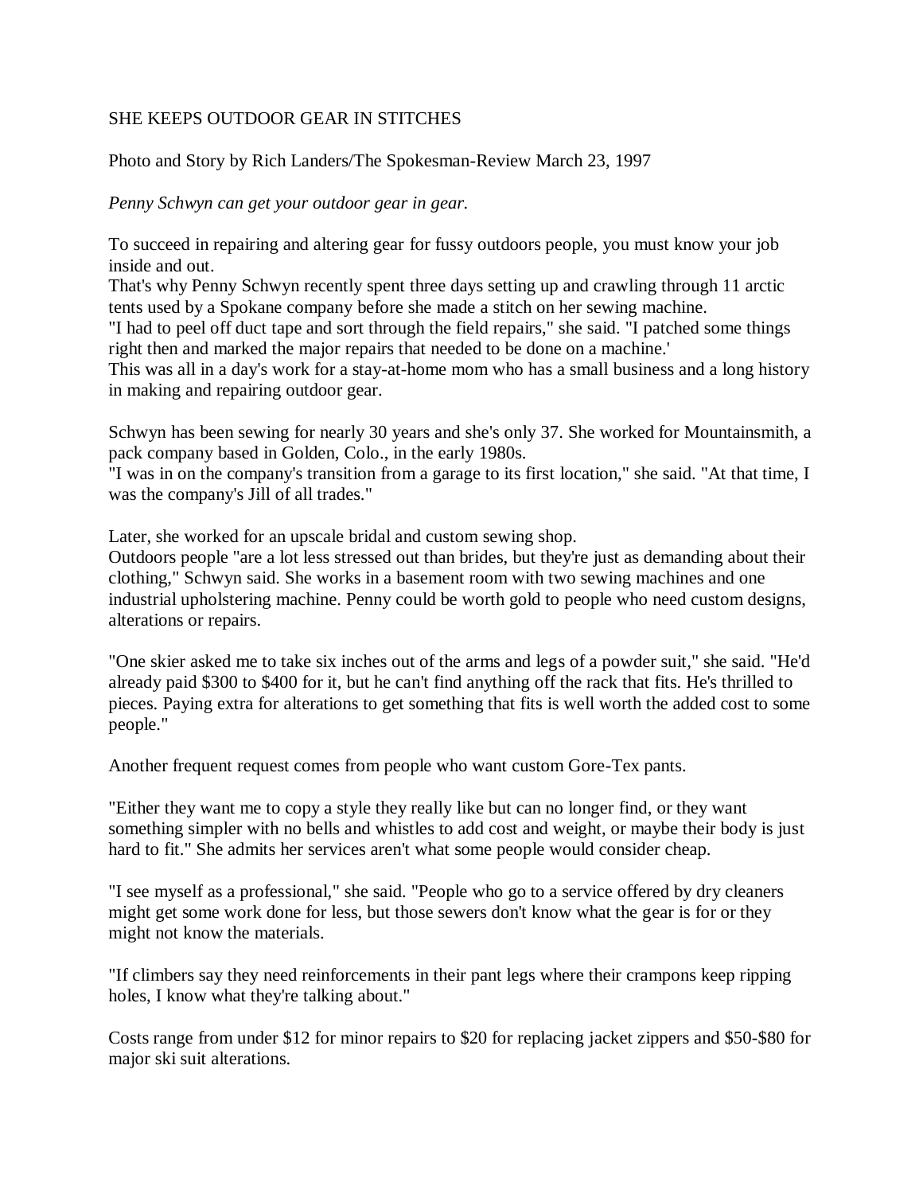# SHE KEEPS OUTDOOR GEAR IN STITCHES

Photo and Story by Rich Landers/The Spokesman-Review March 23, 1997

*Penny Schwyn can get your outdoor gear in gear.*

To succeed in repairing and altering gear for fussy outdoors people, you must know your job inside and out.

That's why Penny Schwyn recently spent three days setting up and crawling through 11 arctic tents used by a Spokane company before she made a stitch on her sewing machine.

"I had to peel off duct tape and sort through the field repairs," she said. "I patched some things right then and marked the major repairs that needed to be done on a machine.'

This was all in a day's work for a stay-at-home mom who has a small business and a long history in making and repairing outdoor gear.

Schwyn has been sewing for nearly 30 years and she's only 37. She worked for Mountainsmith, a pack company based in Golden, Colo., in the early 1980s.

"I was in on the company's transition from a garage to its first location," she said. "At that time, I was the company's Jill of all trades."

Later, she worked for an upscale bridal and custom sewing shop.

Outdoors people "are a lot less stressed out than brides, but they're just as demanding about their clothing," Schwyn said. She works in a basement room with two sewing machines and one industrial upholstering machine. Penny could be worth gold to people who need custom designs, alterations or repairs.

"One skier asked me to take six inches out of the arms and legs of a powder suit," she said. "He'd already paid $300 to $400 for it, but he can't find anything off the rack that fits. He's thrilled to pieces. Paying extra for alterations to get something that fits is well worth the added cost to some people."

Another frequent request comes from people who want custom Gore-Tex pants.

"Either they want me to copy a style they really like but can no longer find, or they want something simpler with no bells and whistles to add cost and weight, or maybe their body is just hard to fit." She admits her services aren't what some people would consider cheap.

"I see myself as a professional," she said. "People who go to a service offered by dry cleaners might get some work done for less, but those sewers don't know what the gear is for or they might not know the materials.

"If climbers say they need reinforcements in their pant legs where their crampons keep ripping holes, I know what they're talking about."

Costs range from under $12 for minor repairs to $20 for replacing jacket zippers and $50-$80 for major ski suit alterations.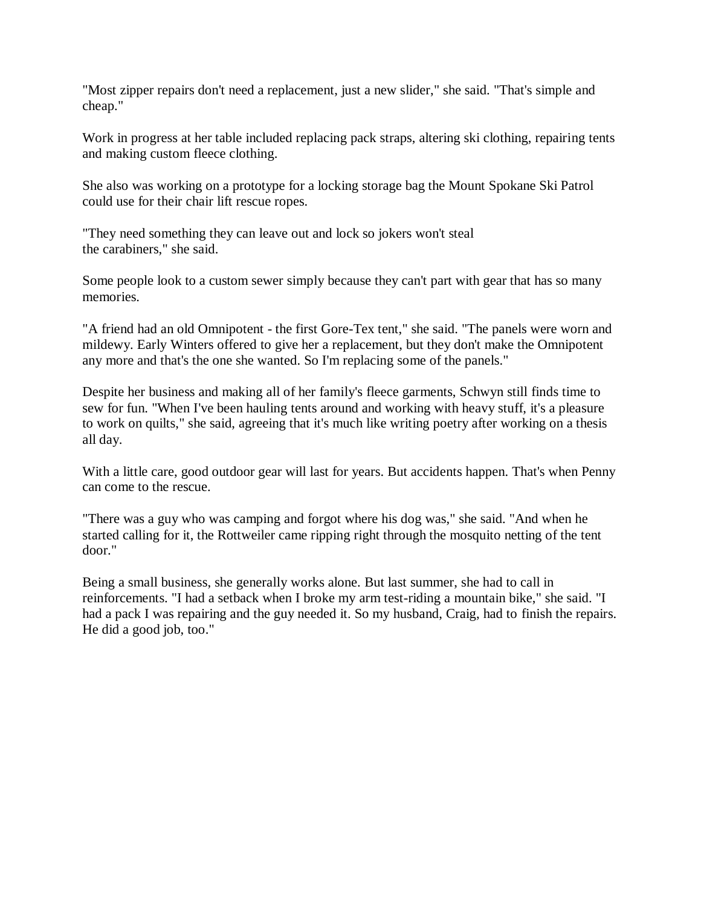"Most zipper repairs don't need a replacement, just a new slider," she said. "That's simple and cheap."

Work in progress at her table included replacing pack straps, altering ski clothing, repairing tents and making custom fleece clothing.

She also was working on a prototype for a locking storage bag the Mount Spokane Ski Patrol could use for their chair lift rescue ropes.

"They need something they can leave out and lock so jokers won't steal the carabiners," she said.

Some people look to a custom sewer simply because they can't part with gear that has so many memories.

"A friend had an old Omnipotent - the first Gore-Tex tent," she said. "The panels were worn and mildewy. Early Winters offered to give her a replacement, but they don't make the Omnipotent any more and that's the one she wanted. So I'm replacing some of the panels."

Despite her business and making all of her family's fleece garments, Schwyn still finds time to sew for fun. "When I've been hauling tents around and working with heavy stuff, it's a pleasure to work on quilts," she said, agreeing that it's much like writing poetry after working on a thesis all day.

With a little care, good outdoor gear will last for years. But accidents happen. That's when Penny can come to the rescue.

"There was a guy who was camping and forgot where his dog was," she said. "And when he started calling for it, the Rottweiler came ripping right through the mosquito netting of the tent door."

Being a small business, she generally works alone. But last summer, she had to call in reinforcements. "I had a setback when I broke my arm test-riding a mountain bike," she said. "I had a pack I was repairing and the guy needed it. So my husband, Craig, had to finish the repairs. He did a good job, too."